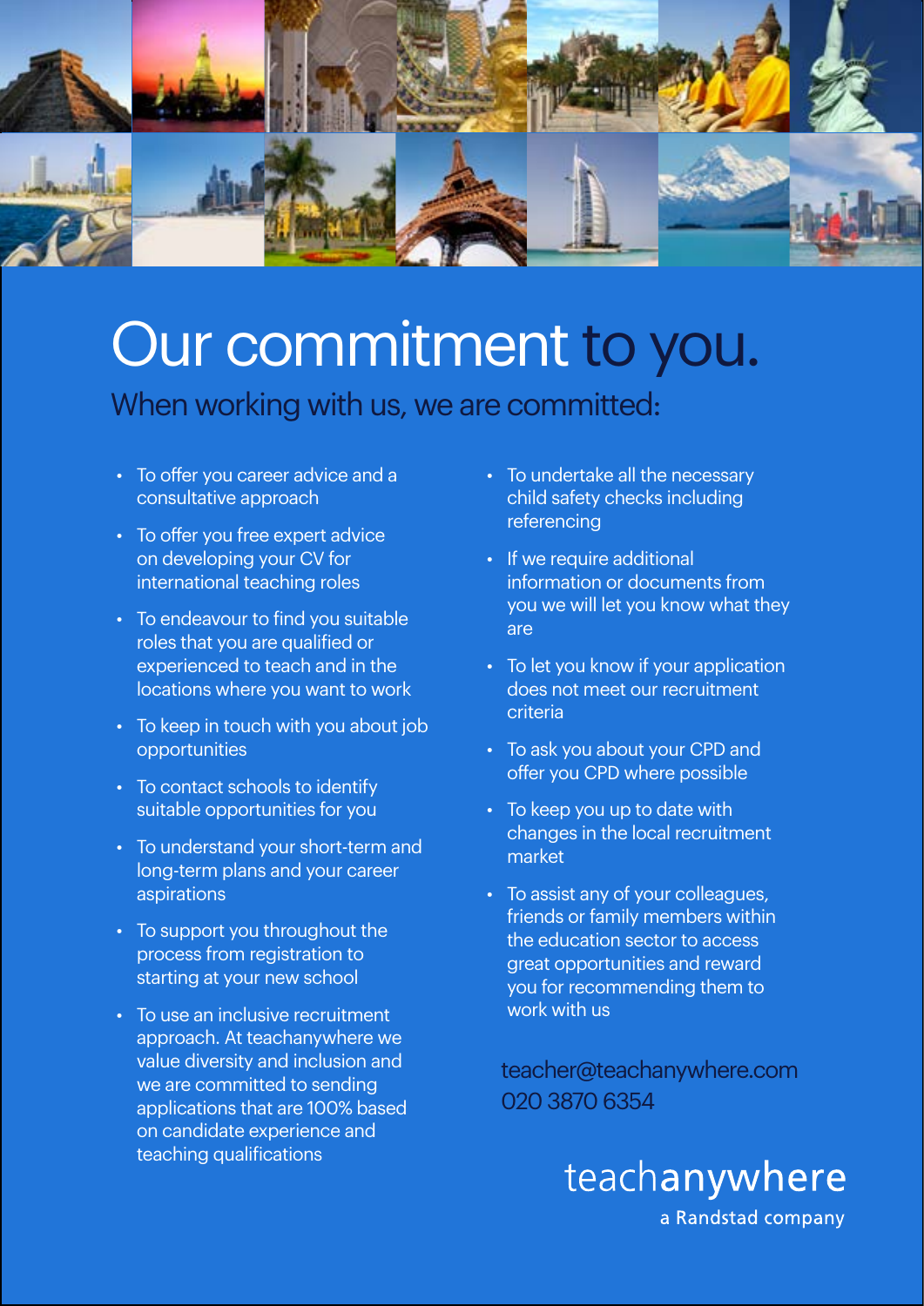# Our commitment to you.

## When working with us, we are committed:

- To offer you career advice and a consultative approach
- To offer you free expert advice on developing your CV for international teaching roles
- To endeavour to find you suitable roles that you are qualified or experienced to teach and in the locations where you want to work
- To keep in touch with you about job opportunities
- To contact schools to identify suitable opportunities for you
- To understand your short-term and long-term plans and your career aspirations
- To support you throughout the process from registration to starting at your new school
- To use an inclusive recruitment approach. At teachanywhere we value diversity and inclusion and we are committed to sending applications that are 100% based on candidate experience and teaching qualifications
- To undertake all the necessary child safety checks including referencing
- If we require additional information or documents from you we will let you know what they are
- To let you know if your application does not meet our recruitment criteria
- To ask you about your CPD and offer you CPD where possible
- To keep you up to date with changes in the local recruitment market
- To assist any of your colleagues, friends or family members within the education sector to access great opportunities and reward you for recommending them to work with us

teacher@teachanywhere.com
020 3870 6354

teachanywhere
a Randstad company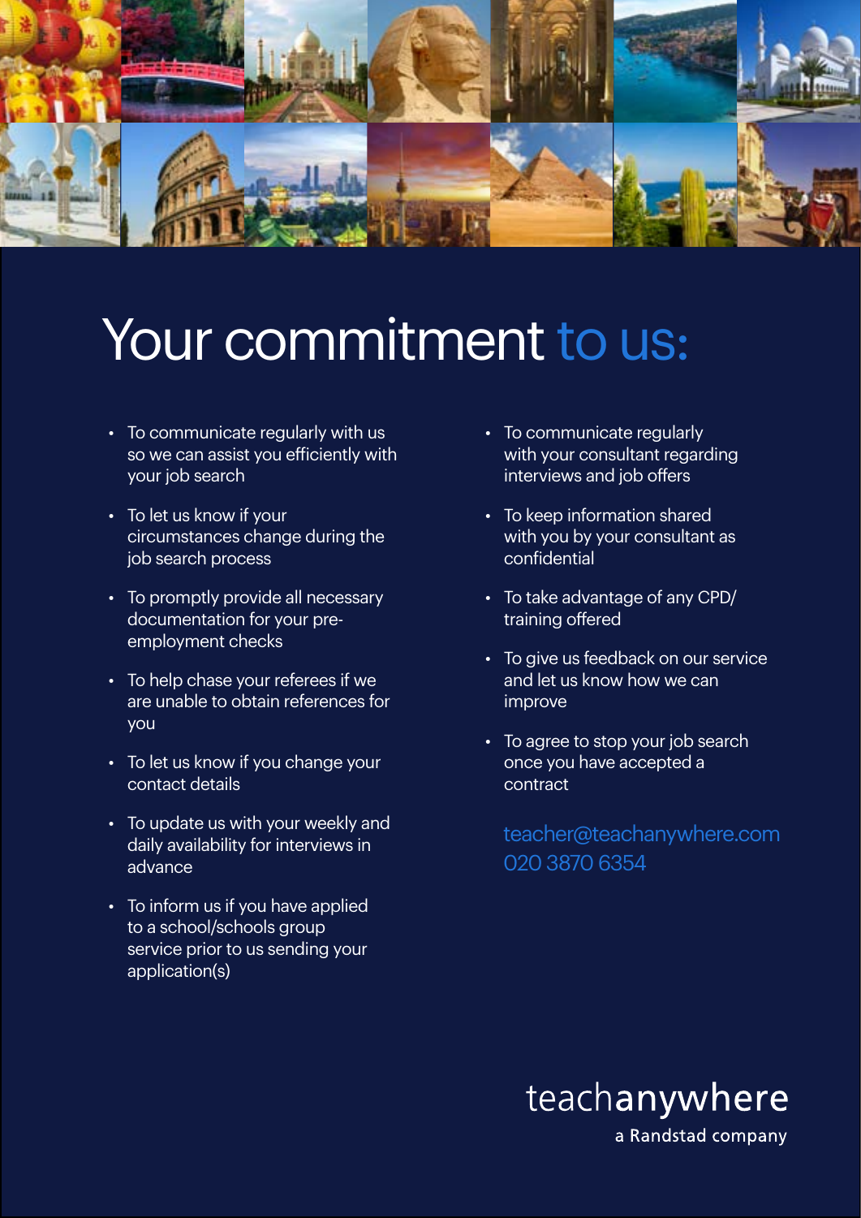# Your commitment to us:

- To communicate regularly with us so we can assist you efficiently with your job search
- To let us know if your circumstances change during the job search process
- To promptly provide all necessary documentation for your pre-employment checks
- To help chase your referees if we are unable to obtain references for you
- To let us know if you change your contact details
- To update us with your weekly and daily availability for interviews in advance
- To inform us if you have applied to a school/schools group service prior to us sending your application(s)
- To communicate regularly with your consultant regarding interviews and job offers
- To keep information shared with you by your consultant as confidential
- To take advantage of any CPD/ training offered
- To give us feedback on our service and let us know how we can improve
- To agree to stop your job search once you have accepted a contract

teacher@teachanywhere.com
020 3870 6354

teachanywhere
a Randstad company